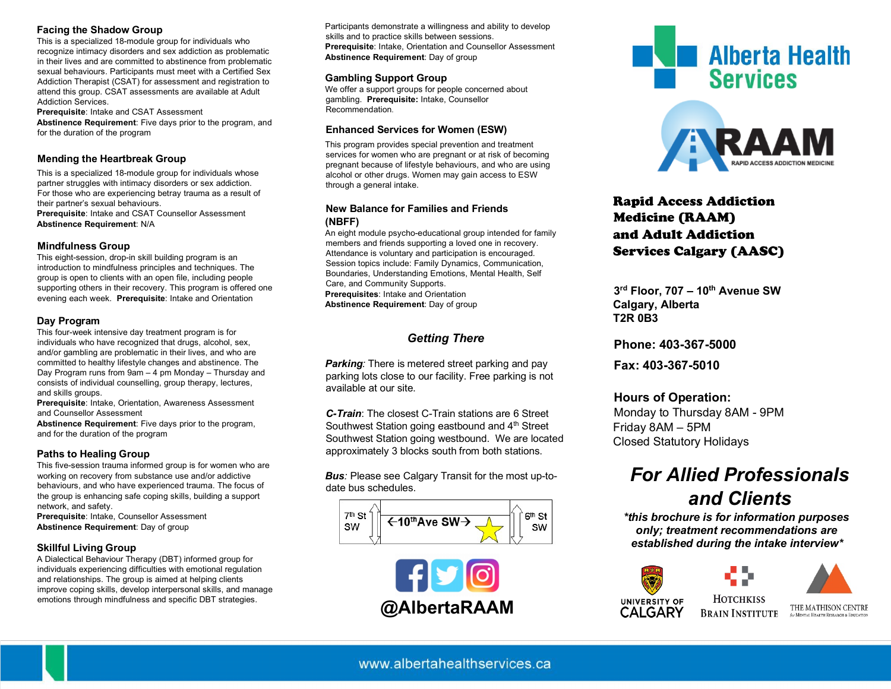### Facing the Shadow Group

This is a specialized 18-module group for individuals who recognize intimacy disorders and sex addiction as problematic in their lives and are committed to abstinence from problematic sexual behaviours. Participants must meet with a Certified Sex Addiction Therapist (CSAT) for assessment and registration to attend this group. CSAT assessments are available at Adult Addiction Services.

**Prerequisite**: Intake and CSAT Assessment

**Abstinence Requirement**: Five days prior to the program, and for the duration of the program

### Mending the Heartbreak Group

This is a specialized 18-module group for individuals whose partner struggles with intimacy disorders or sex addiction. For those who are experiencing betray trauma as a result of their partner's sexual behaviours.

**Prerequisite**: Intake and CSAT Counsellor Assessment

**Abstinence Requirement**: N/A

### Mindfulness Group

This eight-session, drop-in skill building program is an introduction to mindfulness principles and techniques. The group is open to clients with an open file, including people supporting others in their recovery. This program is offered one evening each week. **Prerequisite**: Intake and Orientation

### Day Program

This four-week intensive day treatment program is for individuals who have recognized that drugs, alcohol, sex, and/or gambling are problematic in their lives, and who are committed to healthy lifestyle changes and abstinence. The Day Program runs from 9am – 4 pm Monday – Thursday and consists of individual counselling, group therapy, lectures, and skills groups.

**Prerequisite**: Intake, Orientation, Awareness Assessment and Counsellor Assessment

**Abstinence Requirement**: Five days prior to the program, and for the duration of the program

### Paths to Healing Group

This five-session trauma informed group is for women who are working on recovery from substance use and/or addictive behaviours, and who have experienced trauma. The focus of the group is enhancing safe coping skills, building a support network, and safety.

**Prerequisite**: Intake, Counsellor Assessment

**Abstinence Requirement**: Day of group

### Skillful Living Group

A Dialectical Behaviour Therapy (DBT) informed group for individuals experiencing difficulties with emotional regulation and relationships. The group is aimed at helping clients improve coping skills, develop interpersonal skills, and manage emotions through mindfulness and specific DBT strategies. Participants demonstrate a willingness and ability to develop skills and to practice skills between sessions.

**Prerequisite**: Intake, Orientation and Counsellor Assessment

**Abstinence Requirement**: Day of group

### Gambling Support Group

We offer a support groups for people concerned about gambling. **Prerequisite:** Intake, Counsellor Recommendation.

### Enhanced Services for Women (ESW)

This program provides special prevention and treatment services for women who are pregnant or at risk of becoming pregnant because of lifestyle behaviours, and who are using alcohol or other drugs. Women may gain access to ESW through a general intake.

### New Balance for Families and Friends (NBFF)

An eight module psycho-educational group intended for family members and friends supporting a loved one in recovery. Attendance is voluntary and participation is encouraged. Session topics include: Family Dynamics, Communication, Boundaries, Understanding Emotions, Mental Health, Self Care, and Community Supports.

**Prerequisites**: Intake and Orientation

**Abstinence Requirement**: Day of group

### *Getting There*

***Parking***: There is metered street parking and pay parking lots close to our facility. Free parking is not available at our site.

***C-Train***: The closest C-Train stations are 6 Street Southwest Station going eastbound and 4th Street Southwest Station going westbound. We are located approximately 3 blocks south from both stations.

***Bus***: Please see Calgary Transit for the most up-to-date bus schedules.

| 7th St SW | ←10th Ave SW→ ★ | 6th St SW |
|---|---|---|

@AlbertaRAAM

# Alberta Health Services

RAAM — RAPID ACCESS ADDICTION MEDICINE

## Rapid Access Addiction Medicine (RAAM) and Adult Addiction Services Calgary (AASC)

**3rd Floor, 707 – 10th Avenue SW**
**Calgary, Alberta**
**T2R 0B3**

**Phone: 403-367-5000**

**Fax: 403-367-5010**

**Hours of Operation:**
Monday to Thursday 8AM - 9PM
Friday 8AM – 5PM
Closed Statutory Holidays

## *For Allied Professionals and Clients*

***\*this brochure is for information purposes only; treatment recommendations are established during the intake interview\****

University of Calgary — Hotchkiss Brain Institute — The Mathison Centre for Mental Health Research & Education

www.albertahealthservices.ca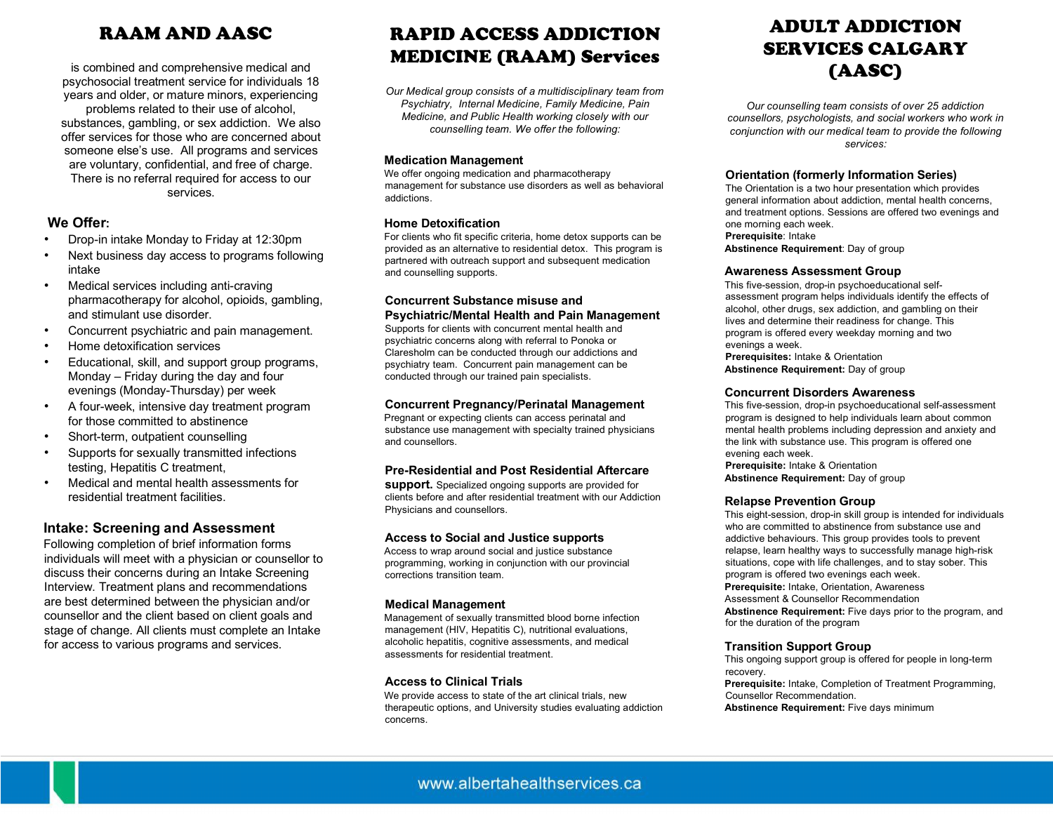# RAAM AND AASC

is combined and comprehensive medical and psychosocial treatment service for individuals 18 years and older, or mature minors, experiencing problems related to their use of alcohol, substances, gambling, or sex addiction. We also offer services for those who are concerned about someone else's use. All programs and services are voluntary, confidential, and free of charge. There is no referral required for access to our services.

## We Offer:

- Drop-in intake Monday to Friday at 12:30pm
- Next business day access to programs following intake
- Medical services including anti-craving pharmacotherapy for alcohol, opioids, gambling, and stimulant use disorder.
- Concurrent psychiatric and pain management.
- Home detoxification services
- Educational, skill, and support group programs, Monday – Friday during the day and four evenings (Monday-Thursday) per week
- A four-week, intensive day treatment program for those committed to abstinence
- Short-term, outpatient counselling
- Supports for sexually transmitted infections testing, Hepatitis C treatment,
- Medical and mental health assessments for residential treatment facilities.

## Intake: Screening and Assessment

Following completion of brief information forms individuals will meet with a physician or counsellor to discuss their concerns during an Intake Screening Interview. Treatment plans and recommendations are best determined between the physician and/or counsellor and the client based on client goals and stage of change. All clients must complete an Intake for access to various programs and services.

# RAPID ACCESS ADDICTION MEDICINE (RAAM) Services

*Our Medical group consists of a multidisciplinary team from Psychiatry, Internal Medicine, Family Medicine, Pain Medicine, and Public Health working closely with our counselling team. We offer the following:*

### Medication Management

We offer ongoing medication and pharmacotherapy management for substance use disorders as well as behavioral addictions.

### Home Detoxification

For clients who fit specific criteria, home detox supports can be provided as an alternative to residential detox. This program is partnered with outreach support and subsequent medication and counselling supports.

### Concurrent Substance misuse and Psychiatric/Mental Health and Pain Management

Supports for clients with concurrent mental health and psychiatric concerns along with referral to Ponoka or Claresholm can be conducted through our addictions and psychiatry team. Concurrent pain management can be conducted through our trained pain specialists.

### Concurrent Pregnancy/Perinatal Management

Pregnant or expecting clients can access perinatal and substance use management with specialty trained physicians and counsellors.

### Pre-Residential and Post Residential Aftercare support.

Specialized ongoing supports are provided for clients before and after residential treatment with our Addiction Physicians and counsellors.

### Access to Social and Justice supports

Access to wrap around social and justice substance programming, working in conjunction with our provincial corrections transition team.

### Medical Management

Management of sexually transmitted blood borne infection management (HIV, Hepatitis C), nutritional evaluations, alcoholic hepatitis, cognitive assessments, and medical assessments for residential treatment.

### Access to Clinical Trials

We provide access to state of the art clinical trials, new therapeutic options, and University studies evaluating addiction concerns.

# ADULT ADDICTION SERVICES CALGARY (AASC)

*Our counselling team consists of over 25 addiction counsellors, psychologists, and social workers who work in conjunction with our medical team to provide the following services:*

### Orientation (formerly Information Series)

The Orientation is a two hour presentation which provides general information about addiction, mental health concerns, and treatment options. Sessions are offered two evenings and one morning each week.
**Prerequisite**: Intake
**Abstinence Requirement**: Day of group

### Awareness Assessment Group

This five-session, drop-in psychoeducational self-assessment program helps individuals identify the effects of alcohol, other drugs, sex addiction, and gambling on their lives and determine their readiness for change. This program is offered every weekday morning and two evenings a week.
**Prerequisites:** Intake & Orientation
**Abstinence Requirement:** Day of group

### Concurrent Disorders Awareness

This five-session, drop-in psychoeducational self-assessment program is designed to help individuals learn about common mental health problems including depression and anxiety and the link with substance use. This program is offered one evening each week.
**Prerequisite:** Intake & Orientation
**Abstinence Requirement:** Day of group

### Relapse Prevention Group

This eight-session, drop-in skill group is intended for individuals who are committed to abstinence from substance use and addictive behaviours. This group provides tools to prevent relapse, learn healthy ways to successfully manage high-risk situations, cope with life challenges, and to stay sober. This program is offered two evenings each week.
**Prerequisite:** Intake, Orientation, Awareness Assessment & Counsellor Recommendation
**Abstinence Requirement:** Five days prior to the program, and for the duration of the program

### Transition Support Group

This ongoing support group is offered for people in long-term recovery.
**Prerequisite:** Intake, Completion of Treatment Programming, Counsellor Recommendation.
**Abstinence Requirement:** Five days minimum

www.albertahealthservices.ca